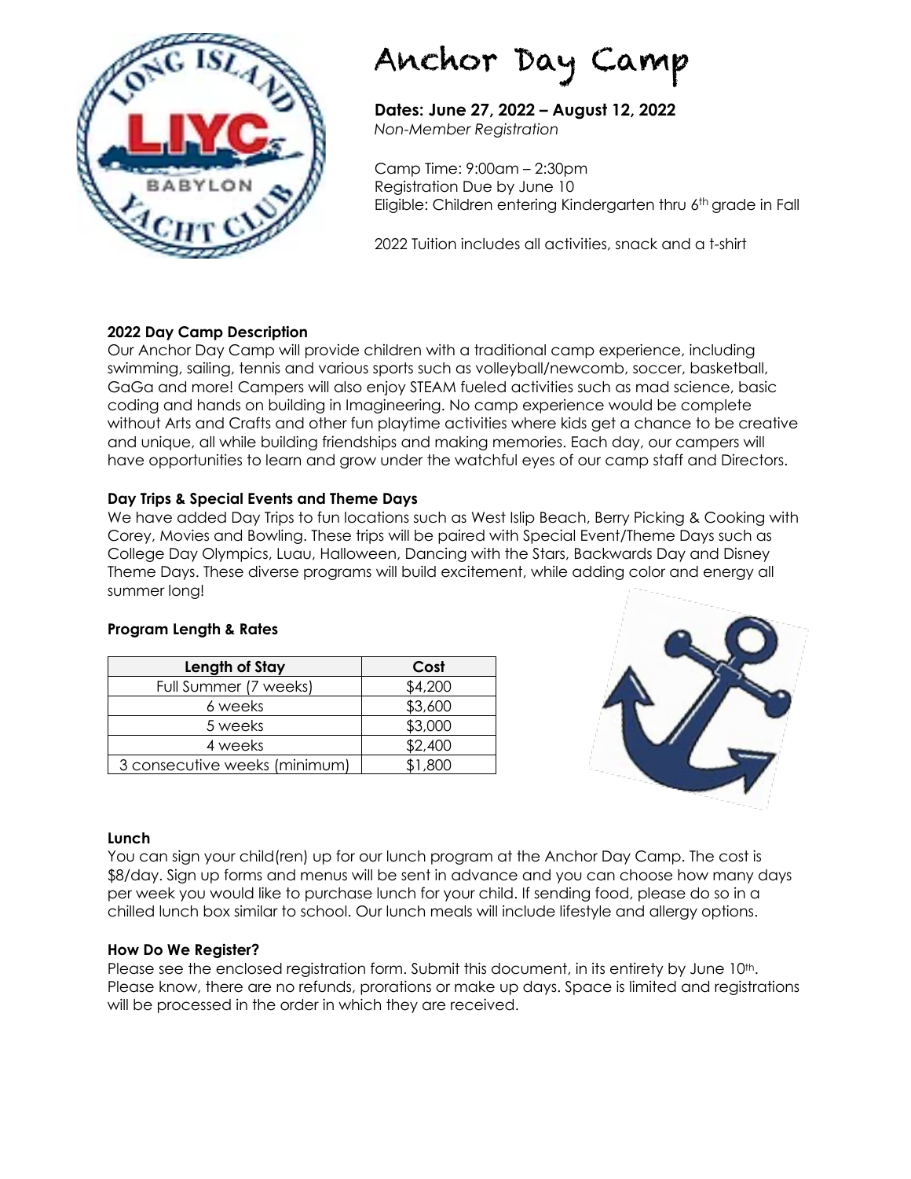# Anchor Day Camp

**Dates: June 27, 2022 – August 12, 2022**
*Non-Member Registration*

Camp Time: 9:00am – 2:30pm
Registration Due by June 10
Eligible: Children entering Kindergarten thru 6th grade in Fall

2022 Tuition includes all activities, snack and a t-shirt

**2022 Day Camp Description**

Our Anchor Day Camp will provide children with a traditional camp experience, including swimming, sailing, tennis and various sports such as volleyball/newcomb, soccer, basketball, GaGa and more! Campers will also enjoy STEAM fueled activities such as mad science, basic coding and hands on building in Imagineering. No camp experience would be complete without Arts and Crafts and other fun playtime activities where kids get a chance to be creative and unique, all while building friendships and making memories. Each day, our campers will have opportunities to learn and grow under the watchful eyes of our camp staff and Directors.

**Day Trips & Special Events and Theme Days**

We have added Day Trips to fun locations such as West Islip Beach, Berry Picking & Cooking with Corey, Movies and Bowling. These trips will be paired with Special Event/Theme Days such as College Day Olympics, Luau, Halloween, Dancing with the Stars, Backwards Day and Disney Theme Days. These diverse programs will build excitement, while adding color and energy all summer long!

**Program Length & Rates**

| Length of Stay | Cost |
| --- | --- |
| Full Summer (7 weeks) | $4,200 |
| 6 weeks | $3,600 |
| 5 weeks | $3,000 |
| 4 weeks | $2,400 |
| 3 consecutive weeks (minimum) | $1,800 |

**Lunch**

You can sign your child(ren) up for our lunch program at the Anchor Day Camp. The cost is $8/day. Sign up forms and menus will be sent in advance and you can choose how many days per week you would like to purchase lunch for your child. If sending food, please do so in a chilled lunch box similar to school. Our lunch meals will include lifestyle and allergy options.

**How Do We Register?**

Please see the enclosed registration form. Submit this document, in its entirety by June 10th. Please know, there are no refunds, prorations or make up days. Space is limited and registrations will be processed in the order in which they are received.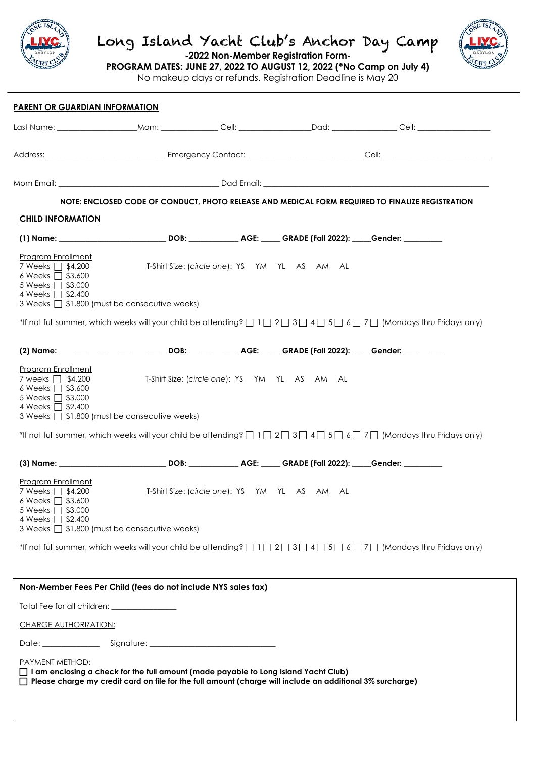# Long Island Yacht Club's Anchor Day Camp

**-2022 Non-Member Registration Form-**

**PROGRAM DATES: JUNE 27, 2022 TO AUGUST 12, 2022 (*No Camp on July 4)**

No makeup days or refunds. Registration Deadline is May 20

## PARENT OR GUARDIAN INFORMATION

Last Name: ____________________ Mom: ______________ Cell: __________________ Dad: ________________ Cell: __________________

Address: ______________________________ Emergency Contact: ____________________________ Cell: ___________________________

Mom Email: ________________________________________ Dad Email: ____________________________________________________________

**NOTE: ENCLOSED CODE OF CONDUCT, PHOTO RELEASE AND MEDICAL FORM REQUIRED TO FINALIZE REGISTRATION**

## CHILD INFORMATION

**(1) Name:** ___________________________ **DOB:** _____________ **AGE:** _____ **GRADE (Fall 2022):** _____ **Gender:** __________

Program Enrollment

- 7 Weeks ☐ $4,200
- 6 Weeks ☐ $3,600
- 5 Weeks ☐ $3,000
- 4 Weeks ☐ $2,400
- 3 Weeks ☐ $1,800 (must be consecutive weeks)

T-Shirt Size: (*circle one*): YS YM YL AS AM AL

*If not full summer, which weeks will your child be attending? ☐ 1 ☐ 2 ☐ 3 ☐ 4 ☐ 5 ☐ 6 ☐ 7 ☐ (Mondays thru Fridays only)

**(2) Name:** ___________________________ **DOB:** _____________ **AGE:** _____ **GRADE (Fall 2022):** _____ **Gender:** __________

Program Enrollment

- 7 weeks ☐ $4,200
- 6 Weeks ☐ $3,600
- 5 Weeks ☐ $3,000
- 4 Weeks ☐ $2,400
- 3 Weeks ☐ $1,800 (must be consecutive weeks)

T-Shirt Size: (*circle one*): YS YM YL AS AM AL

*If not full summer, which weeks will your child be attending? ☐ 1 ☐ 2 ☐ 3 ☐ 4 ☐ 5 ☐ 6 ☐ 7 ☐ (Mondays thru Fridays only)

**(3) Name:** ___________________________ **DOB:** _____________ **AGE:** _____ **GRADE (Fall 2022):** _____ **Gender:** __________

Program Enrollment

- 7 Weeks ☐ $4,200
- 6 Weeks ☐ $3,600
- 5 Weeks ☐ $3,000
- 4 Weeks ☐ $2,400
- 3 Weeks ☐ $1,800 (must be consecutive weeks)

T-Shirt Size: (*circle one*): YS YM YL AS AM AL

*If not full summer, which weeks will your child be attending? ☐ 1 ☐ 2 ☐ 3 ☐ 4 ☐ 5 ☐ 6 ☐ 7 ☐ (Mondays thru Fridays only)

**Non-Member Fees Per Child (fees do not include NYS sales tax)**

Total Fee for all children: _________________

CHARGE AUTHORIZATION:

Date: ______________ Signature: ______________________________

PAYMENT METHOD:

☐ **I am enclosing a check for the full amount (made payable to Long Island Yacht Club)**

☐ **Please charge my credit card on file for the full amount (charge will include an additional 3% surcharge)**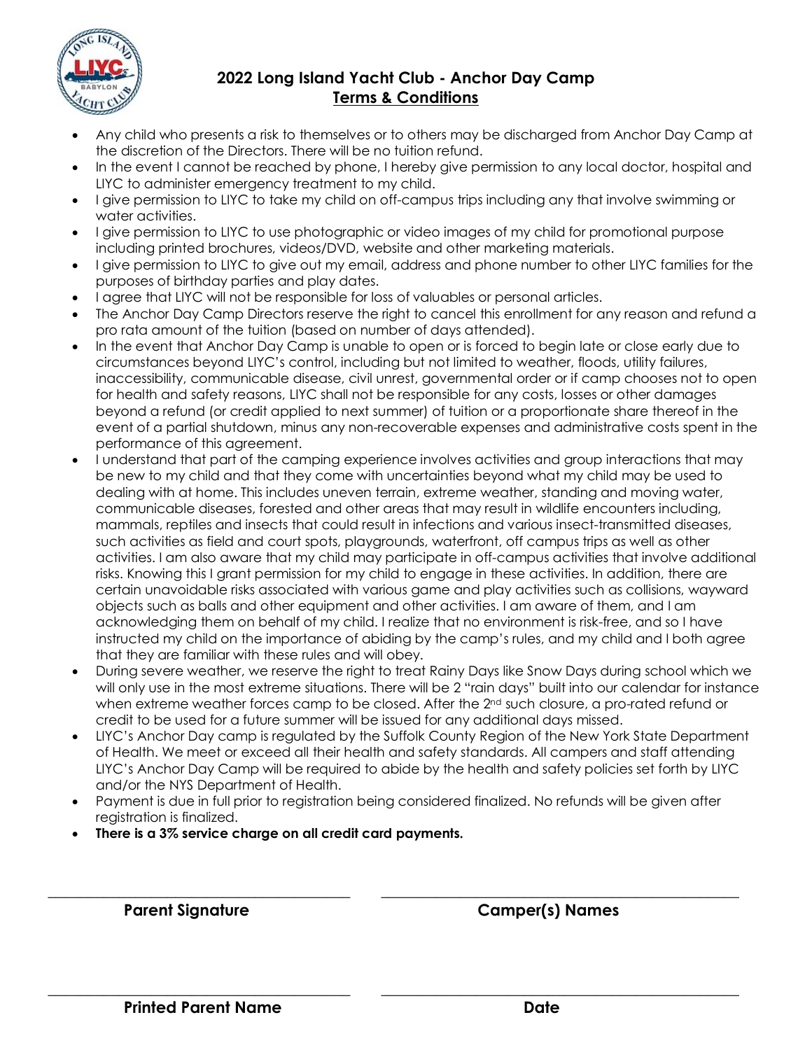# 2022 Long Island Yacht Club - Anchor Day Camp

## **Terms & Conditions**

- Any child who presents a risk to themselves or to others may be discharged from Anchor Day Camp at the discretion of the Directors. There will be no tuition refund.
- In the event I cannot be reached by phone, I hereby give permission to any local doctor, hospital and LIYC to administer emergency treatment to my child.
- I give permission to LIYC to take my child on off-campus trips including any that involve swimming or water activities.
- I give permission to LIYC to use photographic or video images of my child for promotional purpose including printed brochures, videos/DVD, website and other marketing materials.
- I give permission to LIYC to give out my email, address and phone number to other LIYC families for the purposes of birthday parties and play dates.
- I agree that LIYC will not be responsible for loss of valuables or personal articles.
- The Anchor Day Camp Directors reserve the right to cancel this enrollment for any reason and refund a pro rata amount of the tuition (based on number of days attended).
- In the event that Anchor Day Camp is unable to open or is forced to begin late or close early due to circumstances beyond LIYC's control, including but not limited to weather, floods, utility failures, inaccessibility, communicable disease, civil unrest, governmental order or if camp chooses not to open for health and safety reasons, LIYC shall not be responsible for any costs, losses or other damages beyond a refund (or credit applied to next summer) of tuition or a proportionate share thereof in the event of a partial shutdown, minus any non-recoverable expenses and administrative costs spent in the performance of this agreement.
- I understand that part of the camping experience involves activities and group interactions that may be new to my child and that they come with uncertainties beyond what my child may be used to dealing with at home. This includes uneven terrain, extreme weather, standing and moving water, communicable diseases, forested and other areas that may result in wildlife encounters including, mammals, reptiles and insects that could result in infections and various insect-transmitted diseases, such activities as field and court spots, playgrounds, waterfront, off campus trips as well as other activities. I am also aware that my child may participate in off-campus activities that involve additional risks. Knowing this I grant permission for my child to engage in these activities. In addition, there are certain unavoidable risks associated with various game and play activities such as collisions, wayward objects such as balls and other equipment and other activities. I am aware of them, and I am acknowledging them on behalf of my child. I realize that no environment is risk-free, and so I have instructed my child on the importance of abiding by the camp's rules, and my child and I both agree that they are familiar with these rules and will obey.
- During severe weather, we reserve the right to treat Rainy Days like Snow Days during school which we will only use in the most extreme situations. There will be 2 "rain days" built into our calendar for instance when extreme weather forces camp to be closed. After the 2nd such closure, a pro-rated refund or credit to be used for a future summer will be issued for any additional days missed.
- LIYC's Anchor Day camp is regulated by the Suffolk County Region of the New York State Department of Health. We meet or exceed all their health and safety standards. All campers and staff attending LIYC's Anchor Day Camp will be required to abide by the health and safety policies set forth by LIYC and/or the NYS Department of Health.
- Payment is due in full prior to registration being considered finalized. No refunds will be given after registration is finalized.
- **There is a 3% service charge on all credit card payments.**

\_\_\_\_\_\_\_\_\_\_\_\_\_\_\_\_\_\_\_\_\_\_\_\_\_\_\_\_\_\_\_\_\_\_\_\_
**Parent Signature**

\_\_\_\_\_\_\_\_\_\_\_\_\_\_\_\_\_\_\_\_\_\_\_\_\_\_\_\_\_\_\_\_\_\_\_\_
**Camper(s) Names**

\_\_\_\_\_\_\_\_\_\_\_\_\_\_\_\_\_\_\_\_\_\_\_\_\_\_\_\_\_\_\_\_\_\_\_\_
**Printed Parent Name**

\_\_\_\_\_\_\_\_\_\_\_\_\_\_\_\_\_\_\_\_\_\_\_\_\_\_\_\_\_\_\_\_\_\_\_\_
**Date**